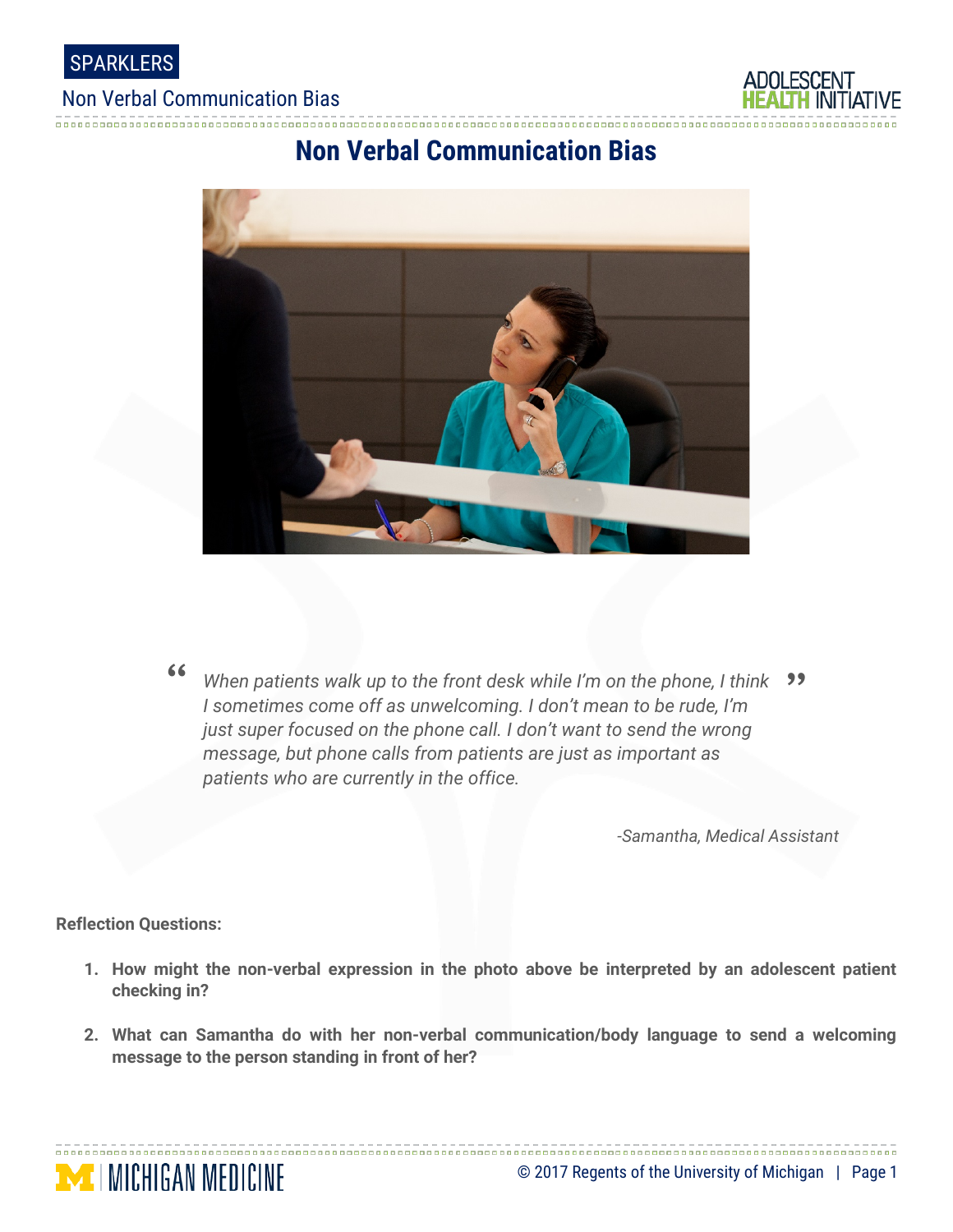# Non Verbal Communication Bias

> *"When patients walk up to the front desk while I'm on the phone, I think I sometimes come off as unwelcoming. I don't mean to be rude, I'm just super focused on the phone call. I don't want to send the wrong message, but phone calls from patients are just as important as patients who are currently in the office."*
>
> *-Samantha, Medical Assistant*

**Reflection Questions:**

1. **How might the non-verbal expression in the photo above be interpreted by an adolescent patient checking in?**
2. **What can Samantha do with her non-verbal communication/body language to send a welcoming message to the person standing in front of her?**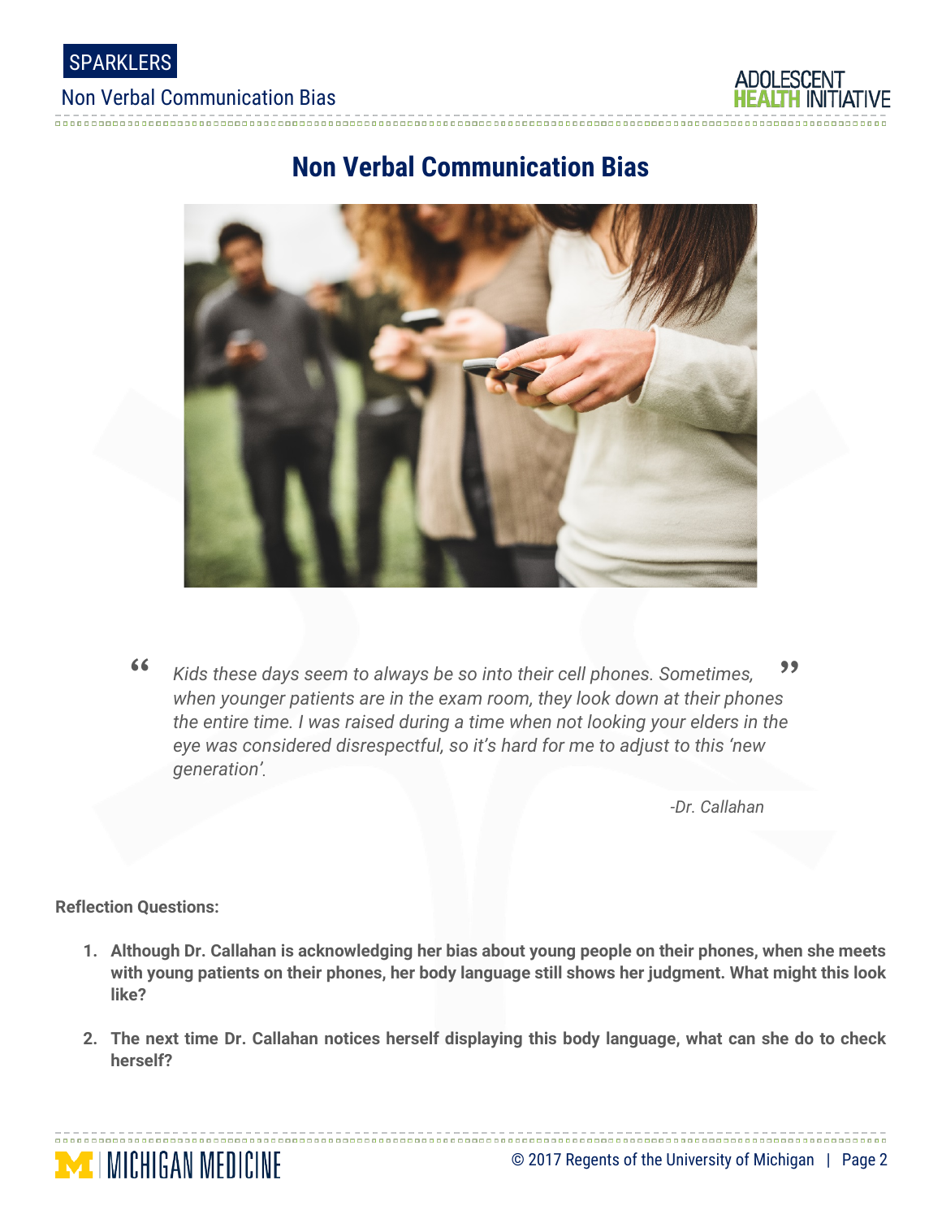# Non Verbal Communication Bias

> *Kids these days seem to always be so into their cell phones. Sometimes, when younger patients are in the exam room, they look down at their phones the entire time. I was raised during a time when not looking your elders in the eye was considered disrespectful, so it's hard for me to adjust to this 'new generation'.*
>
> *-Dr. Callahan*

**Reflection Questions:**

1. **Although Dr. Callahan is acknowledging her bias about young people on their phones, when she meets with young patients on their phones, her body language still shows her judgment. What might this look like?**

2. **The next time Dr. Callahan notices herself displaying this body language, what can she do to check herself?**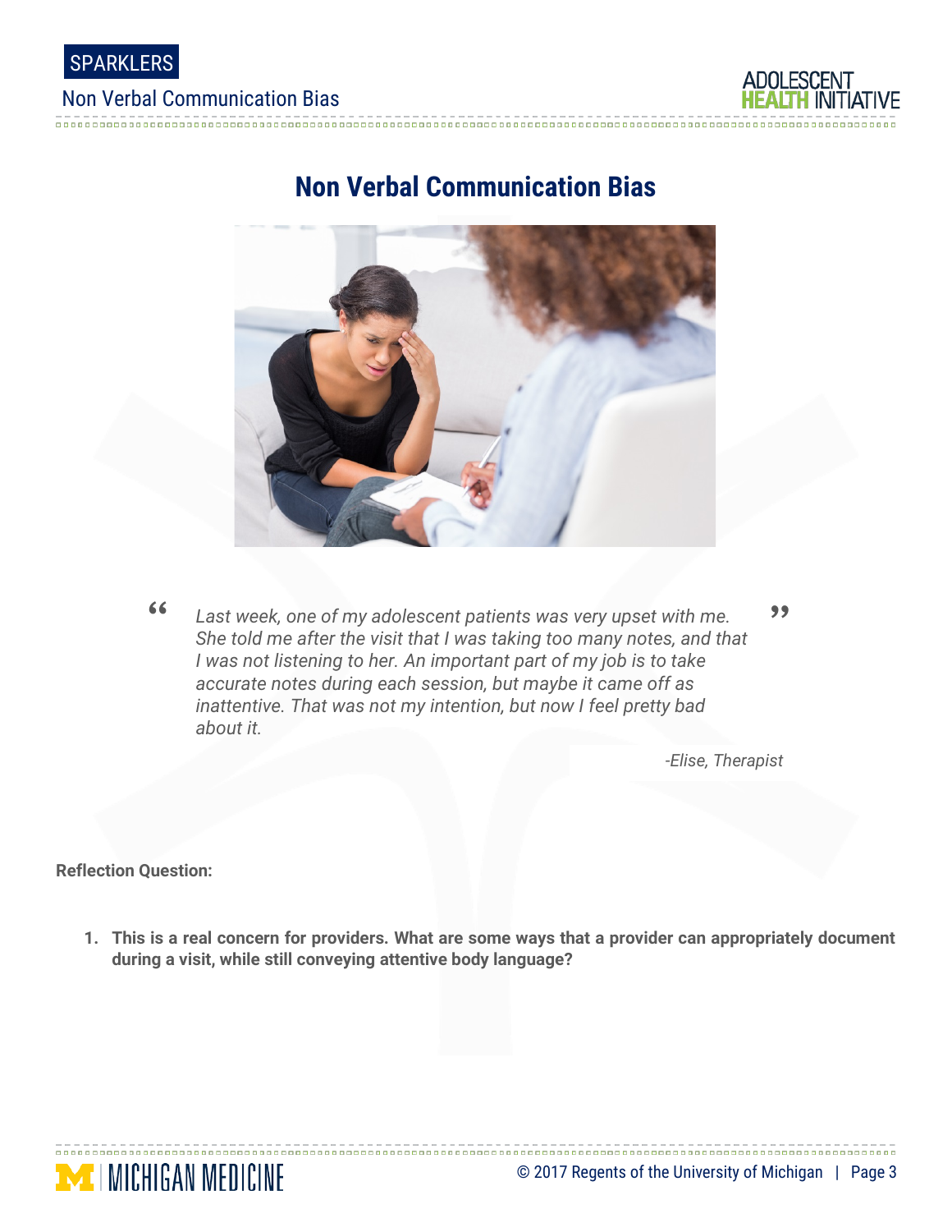# Non Verbal Communication Bias

> *"Last week, one of my adolescent patients was very upset with me. She told me after the visit that I was taking too many notes, and that I was not listening to her. An important part of my job is to take accurate notes during each session, but maybe it came off as inattentive. That was not my intention, but now I feel pretty bad about it."*
>
> *-Elise, Therapist*

**Reflection Question:**

1. **This is a real concern for providers. What are some ways that a provider can appropriately document during a visit, while still conveying attentive body language?**